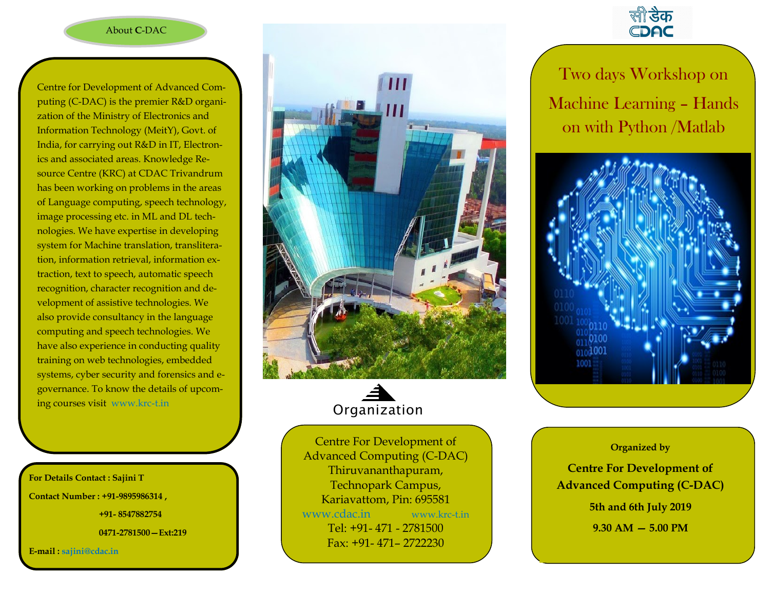## About C-DAC

Centre for Development of Advanced Computing (C-DAC) is the premier R&D organization of the Ministry of Electronics and Information Technology (MeitY), Govt. of India, for carrying out R&D in IT, Electronics and associated areas. Knowledge Resource Centre (KRC) at CDAC Trivandrum has been working on problems in the areas of Language computing, speech technology, image processing etc. in ML and DL technologies. We have expertise in developing system for Machine translation, transliteration, information retrieval, information extraction, text to speech, automatic speech recognition, character recognition and development of assistive technologies. We also provide consultancy in the language computing and speech technologies. We have also experience in conducting quality training on web technologies, embedded systems, cyber security and forensics and e-governance. To know the details of upcoming courses visit www.krc-t.in

**For Details Contact : Sajini T**

**Contact Number : +91-9895986314 ,**

**+91- 8547882754**

**0471-2781500—Ext:219**

**E-mail : sajini@cdac.in**

## Organization

Centre For Development of Advanced Computing (C-DAC)
Thiruvananthapuram,
Technopark Campus,
Kariavattom, Pin: 695581

www.cdac.in    www.krc-t.in

Tel: +91- 471 - 2781500
Fax: +91- 471– 2722230

सी डैक CDAC

# Two days Workshop on Machine Learning – Hands on with Python /Matlab

**Organized by**

**Centre For Development of Advanced Computing (C-DAC)**

**5th and 6th July 2019**

**9.30 AM — 5.00 PM**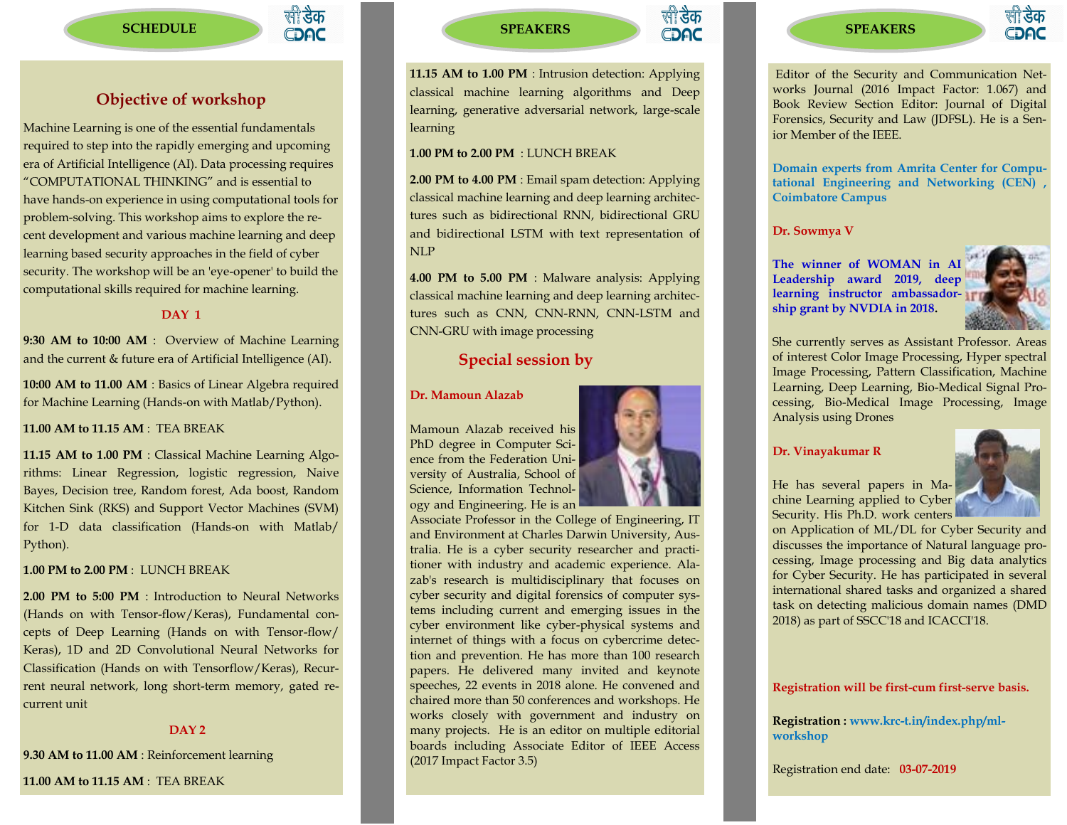## SCHEDULE

### Objective of workshop

Machine Learning is one of the essential fundamentals required to step into the rapidly emerging and upcoming era of Artificial Intelligence (AI). Data processing requires "COMPUTATIONAL THINKING" and is essential to have hands-on experience in using computational tools for problem-solving. This workshop aims to explore the recent development and various machine learning and deep learning based security approaches in the field of cyber security. The workshop will be an 'eye-opener' to build the computational skills required for machine learning.

#### DAY 1

**9:30 AM to 10:00 AM** : Overview of Machine Learning and the current & future era of Artificial Intelligence (AI).

**10:00 AM to 11.00 AM** : Basics of Linear Algebra required for Machine Learning (Hands-on with Matlab/Python).

**11.00 AM to 11.15 AM** : TEA BREAK

**11.15 AM to 1.00 PM** : Classical Machine Learning Algorithms: Linear Regression, logistic regression, Naive Bayes, Decision tree, Random forest, Ada boost, Random Kitchen Sink (RKS) and Support Vector Machines (SVM) for 1-D data classification (Hands-on with Matlab/ Python).

**1.00 PM to 2.00 PM** : LUNCH BREAK

**2.00 PM to 5:00 PM** : Introduction to Neural Networks (Hands on with Tensor-flow/Keras), Fundamental concepts of Deep Learning (Hands on with Tensor-flow/ Keras), 1D and 2D Convolutional Neural Networks for Classification (Hands on with Tensorflow/Keras), Recurrent neural network, long short-term memory, gated recurrent unit

#### DAY 2

**9.30 AM to 11.00 AM** : Reinforcement learning

**11.00 AM to 11.15 AM** : TEA BREAK

## SPEAKERS

**11.15 AM to 1.00 PM** : Intrusion detection: Applying classical machine learning algorithms and Deep learning, generative adversarial network, large-scale learning

**1.00 PM to 2.00 PM** : LUNCH BREAK

**2.00 PM to 4.00 PM** : Email spam detection: Applying classical machine learning and deep learning architectures such as bidirectional RNN, bidirectional GRU and bidirectional LSTM with text representation of NLP

**4.00 PM to 5.00 PM** : Malware analysis: Applying classical machine learning and deep learning architectures such as CNN, CNN-RNN, CNN-LSTM and CNN-GRU with image processing

### Special session by

**Dr. Mamoun Alazab**

Mamoun Alazab received his PhD degree in Computer Science from the Federation University of Australia, School of Science, Information Technology and Engineering. He is an Associate Professor in the College of Engineering, IT and Environment at Charles Darwin University, Australia. He is a cyber security researcher and practitioner with industry and academic experience. Alazab's research is multidisciplinary that focuses on cyber security and digital forensics of computer systems including current and emerging issues in the cyber environment like cyber-physical systems and internet of things with a focus on cybercrime detection and prevention. He has more than 100 research papers. He delivered many invited and keynote speeches, 22 events in 2018 alone. He convened and chaired more than 50 conferences and workshops. He works closely with government and industry on many projects. He is an editor on multiple editorial boards including Associate Editor of IEEE Access (2017 Impact Factor 3.5) Editor of the Security and Communication Networks Journal (2016 Impact Factor: 1.067) and Book Review Section Editor: Journal of Digital Forensics, Security and Law (JDFSL). He is a Senior Member of the IEEE.

## SPEAKERS

**Domain experts from Amrita Center for Computational Engineering and Networking (CEN) , Coimbatore Campus**

**Dr. Sowmya V**

**The winner of WOMAN in AI Leadership award 2019, deep learning instructor ambassadorship grant by NVDIA in 2018.**

She currently serves as Assistant Professor. Areas of interest Color Image Processing, Hyper spectral Image Processing, Pattern Classification, Machine Learning, Deep Learning, Bio-Medical Signal Processing, Bio-Medical Image Processing, Image Analysis using Drones

**Dr. Vinayakumar R**

He has several papers in Machine Learning applied to Cyber Security. His Ph.D. work centers on Application of ML/DL for Cyber Security and discusses the importance of Natural language processing, Image processing and Big data analytics for Cyber Security. He has participated in several international shared tasks and organized a shared task on detecting malicious domain names (DMD 2018) as part of SSCC'18 and ICACCI'18.

**Registration will be first-cum first-serve basis.**

**Registration :** www.krc-t.in/index.php/ml-workshop

Registration end date: **03-07-2019**